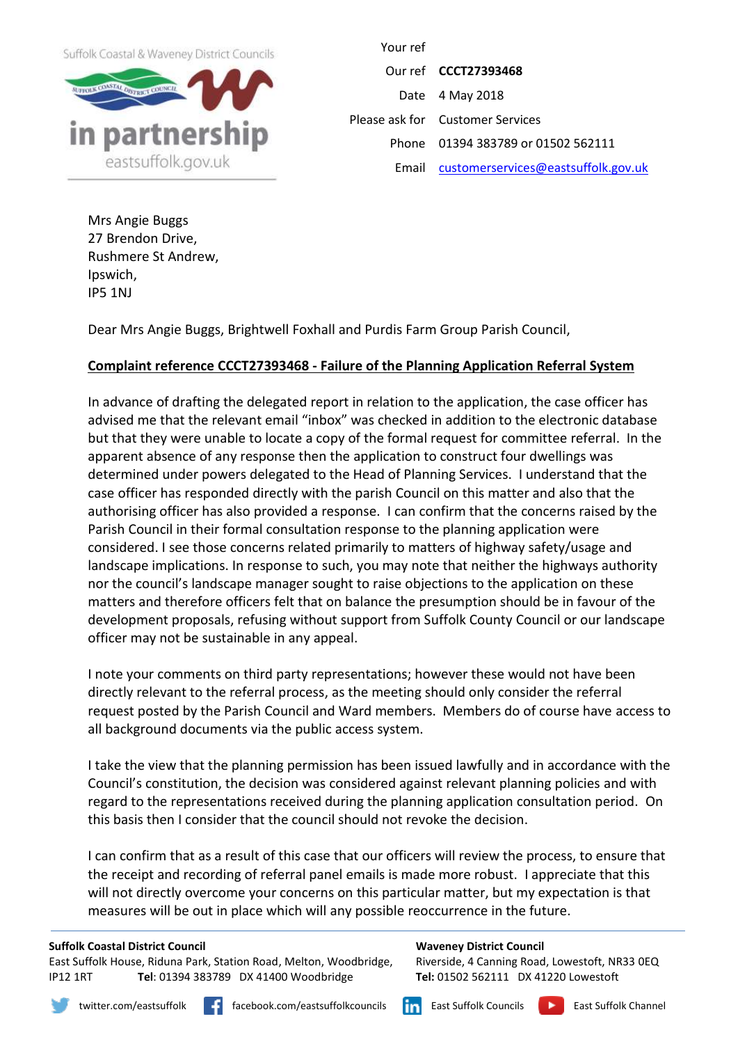Suffolk Coastal & Waveney District Councils

in partnership

eastsuffolk.gov.uk

| | |
|---|---|
| Your ref | |
| Our ref | **CCCT27393468** |
| Date | 4 May 2018 |
| Please ask for | Customer Services |
| Phone | 01394 383789 or 01502 562111 |
| Email | customerservices@eastsuffolk.gov.uk |

Mrs Angie Buggs
27 Brendon Drive,
Rushmere St Andrew,
Ipswich,
IP5 1NJ

Dear Mrs Angie Buggs, Brightwell Foxhall and Purdis Farm Group Parish Council,

**Complaint reference CCCT27393468 - Failure of the Planning Application Referral System**

In advance of drafting the delegated report in relation to the application, the case officer has advised me that the relevant email "inbox" was checked in addition to the electronic database but that they were unable to locate a copy of the formal request for committee referral. In the apparent absence of any response then the application to construct four dwellings was determined under powers delegated to the Head of Planning Services. I understand that the case officer has responded directly with the parish Council on this matter and also that the authorising officer has also provided a response. I can confirm that the concerns raised by the Parish Council in their formal consultation response to the planning application were considered. I see those concerns related primarily to matters of highway safety/usage and landscape implications. In response to such, you may note that neither the highways authority nor the council's landscape manager sought to raise objections to the application on these matters and therefore officers felt that on balance the presumption should be in favour of the development proposals, refusing without support from Suffolk County Council or our landscape officer may not be sustainable in any appeal.

I note your comments on third party representations; however these would not have been directly relevant to the referral process, as the meeting should only consider the referral request posted by the Parish Council and Ward members. Members do of course have access to all background documents via the public access system.

I take the view that the planning permission has been issued lawfully and in accordance with the Council's constitution, the decision was considered against relevant planning policies and with regard to the representations received during the planning application consultation period. On this basis then I consider that the council should not revoke the decision.

I can confirm that as a result of this case that our officers will review the process, to ensure that the receipt and recording of referral panel emails is made more robust. I appreciate that this will not directly overcome your concerns on this particular matter, but my expectation is that measures will be out in place which will any possible reoccurrence in the future.

**Suffolk Coastal District Council**
East Suffolk House, Riduna Park, Station Road, Melton, Woodbridge, IP12 1RT **Tel**: 01394 383789 DX 41400 Woodbridge

**Waveney District Council**
Riverside, 4 Canning Road, Lowestoft, NR33 0EQ
**Tel:** 01502 562111 DX 41220 Lowestoft

twitter.com/eastsuffolk facebook.com/eastsuffolkcouncils East Suffolk Councils East Suffolk Channel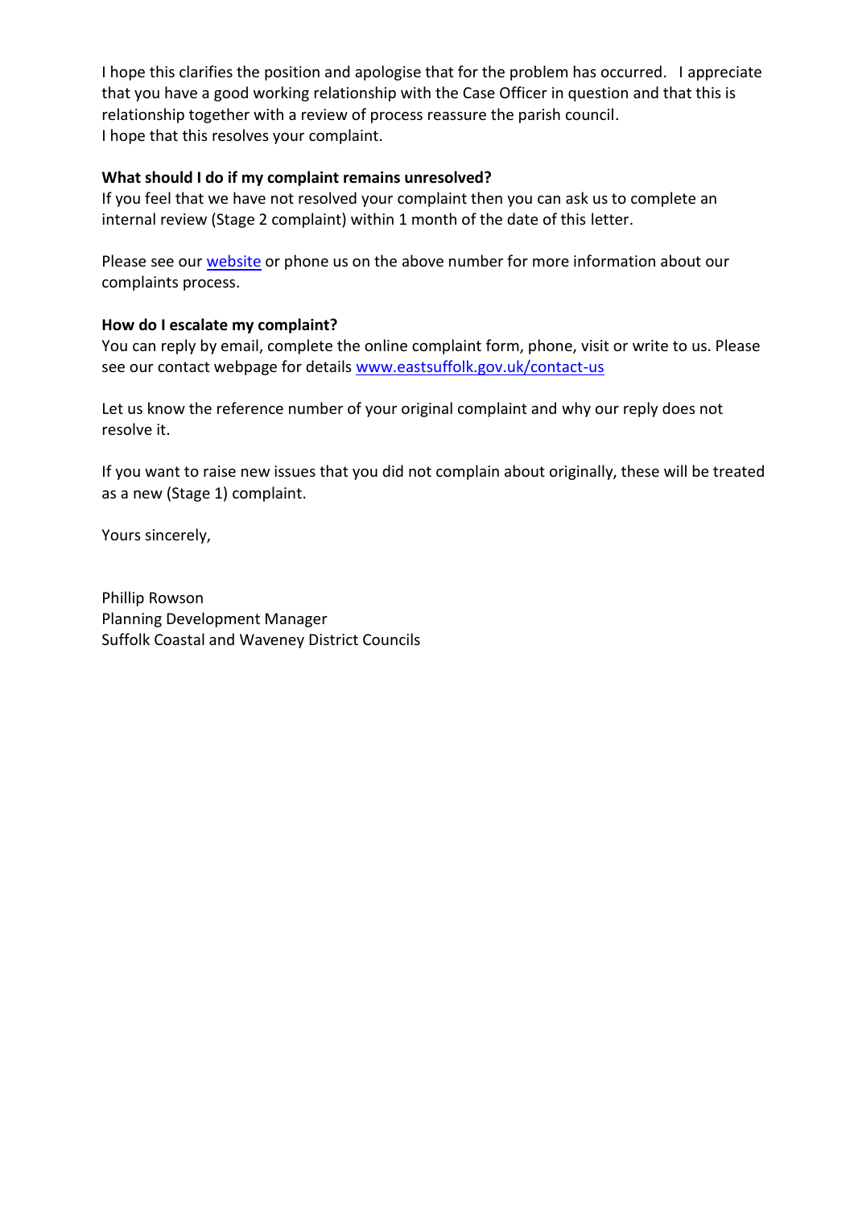I hope this clarifies the position and apologise that for the problem has occurred. I appreciate that you have a good working relationship with the Case Officer in question and that this is relationship together with a review of process reassure the parish council.
I hope that this resolves your complaint.

**What should I do if my complaint remains unresolved?**
If you feel that we have not resolved your complaint then you can ask us to complete an internal review (Stage 2 complaint) within 1 month of the date of this letter.

Please see our website or phone us on the above number for more information about our complaints process.

**How do I escalate my complaint?**
You can reply by email, complete the online complaint form, phone, visit or write to us. Please see our contact webpage for details www.eastsuffolk.gov.uk/contact-us

Let us know the reference number of your original complaint and why our reply does not resolve it.

If you want to raise new issues that you did not complain about originally, these will be treated as a new (Stage 1) complaint.

Yours sincerely,

Phillip Rowson
Planning Development Manager
Suffolk Coastal and Waveney District Councils